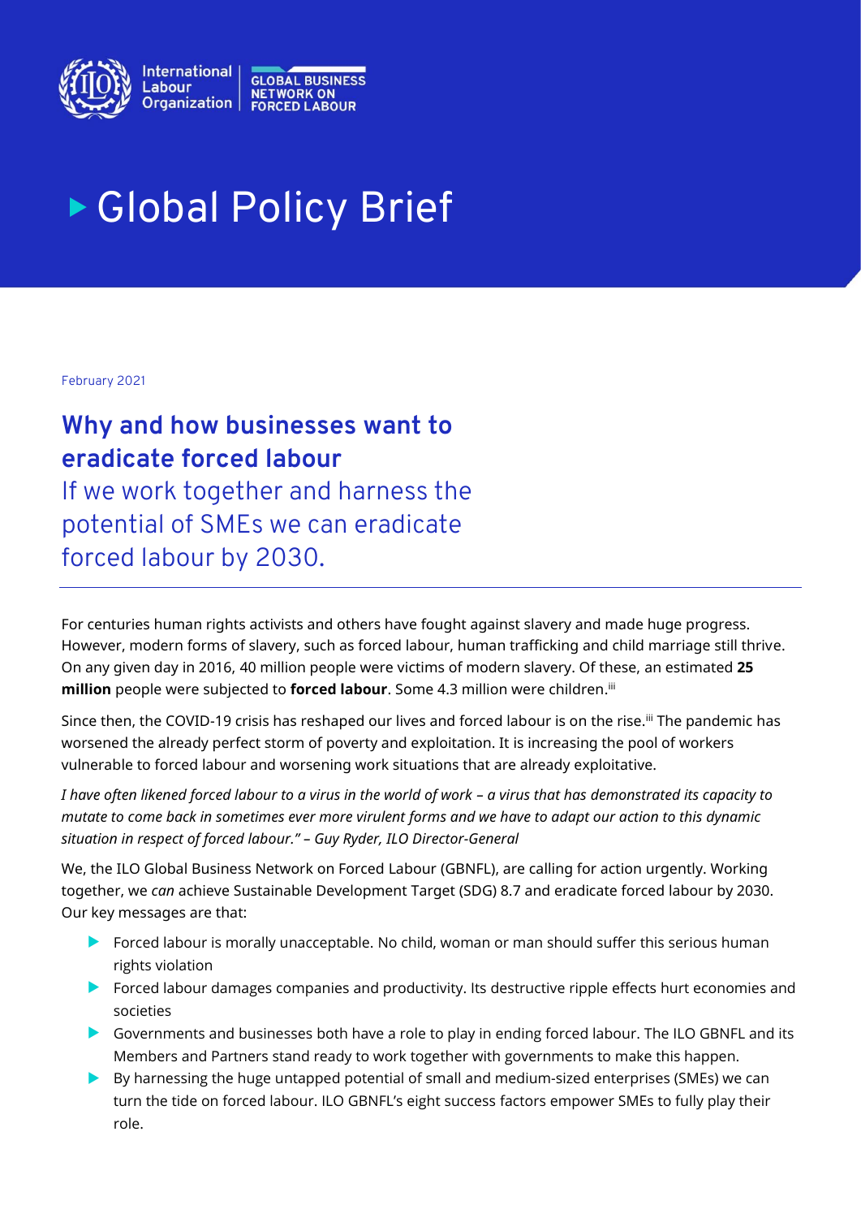International Labour Organization | GLOBAL BUSINESS NETWORK ON FORCED LABOUR

# Global Policy Brief

February 2021

## Why and how businesses want to eradicate forced labour

If we work together and harness the potential of SMEs we can eradicate forced labour by 2030.

---

For centuries human rights activists and others have fought against slavery and made huge progress. However, modern forms of slavery, such as forced labour, human trafficking and child marriage still thrive. On any given day in 2016, 40 million people were victims of modern slavery. Of these, an estimated **25 million** people were subjected to **forced labour**. Some 4.3 million were children.[iii]

Since then, the COVID-19 crisis has reshaped our lives and forced labour is on the rise.[iii] The pandemic has worsened the already perfect storm of poverty and exploitation. It is increasing the pool of workers vulnerable to forced labour and worsening work situations that are already exploitative.

*I have often likened forced labour to a virus in the world of work – a virus that has demonstrated its capacity to mutate to come back in sometimes ever more virulent forms and we have to adapt our action to this dynamic situation in respect of forced labour." – Guy Ryder, ILO Director-General*

We, the ILO Global Business Network on Forced Labour (GBNFL), are calling for action urgently. Working together, we *can* achieve Sustainable Development Target (SDG) 8.7 and eradicate forced labour by 2030. Our key messages are that:

- Forced labour is morally unacceptable. No child, woman or man should suffer this serious human rights violation
- Forced labour damages companies and productivity. Its destructive ripple effects hurt economies and societies
- Governments and businesses both have a role to play in ending forced labour. The ILO GBNFL and its Members and Partners stand ready to work together with governments to make this happen.
- By harnessing the huge untapped potential of small and medium-sized enterprises (SMEs) we can turn the tide on forced labour. ILO GBNFL's eight success factors empower SMEs to fully play their role.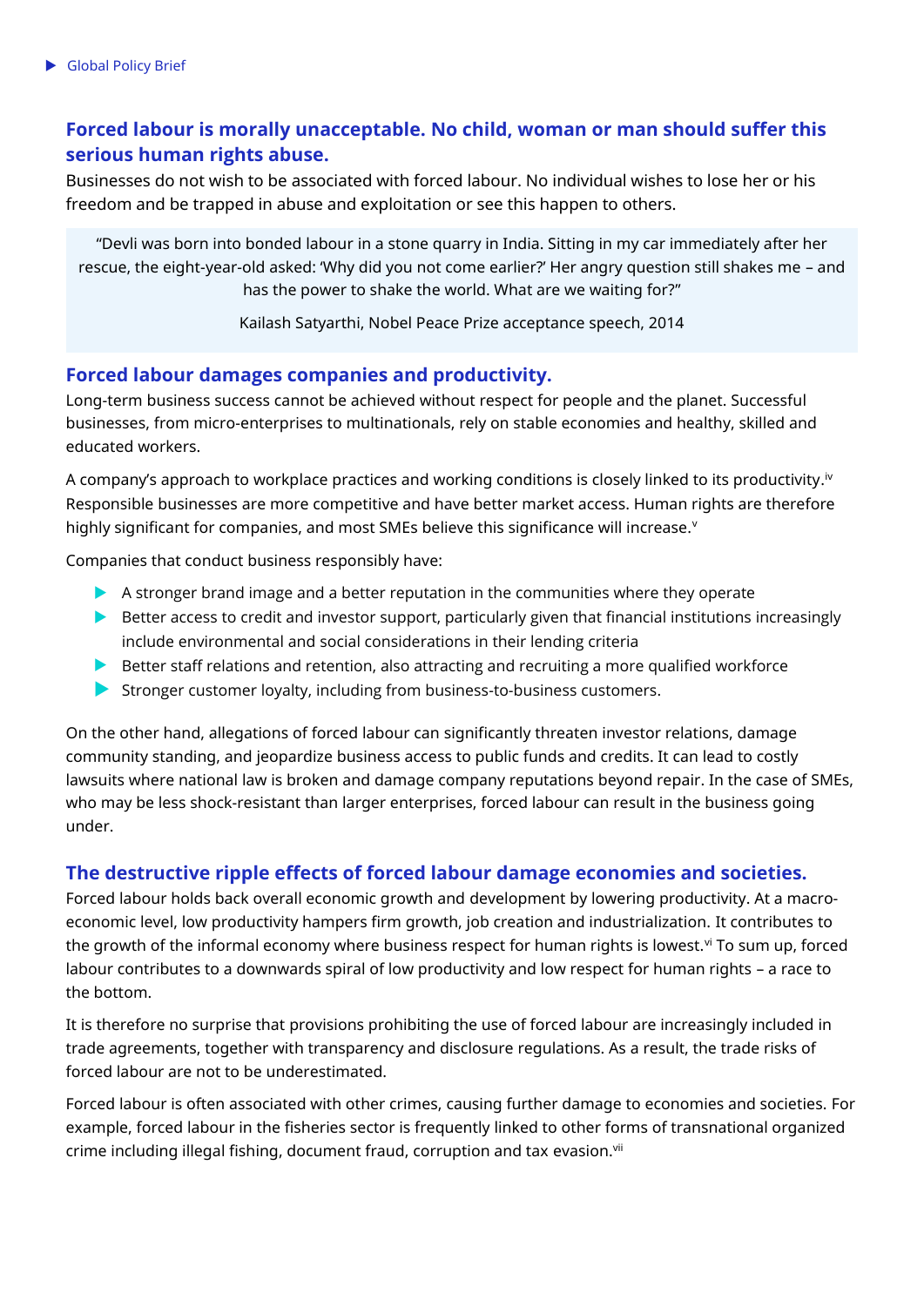## Forced labour is morally unacceptable. No child, woman or man should suffer this serious human rights abuse.

Businesses do not wish to be associated with forced labour. No individual wishes to lose her or his freedom and be trapped in abuse and exploitation or see this happen to others.

> "Devli was born into bonded labour in a stone quarry in India. Sitting in my car immediately after her rescue, the eight-year-old asked: 'Why did you not come earlier?' Her angry question still shakes me – and has the power to shake the world. What are we waiting for?"
>
> Kailash Satyarthi, Nobel Peace Prize acceptance speech, 2014

## Forced labour damages companies and productivity.

Long-term business success cannot be achieved without respect for people and the planet. Successful businesses, from micro-enterprises to multinationals, rely on stable economies and healthy, skilled and educated workers.

A company's approach to workplace practices and working conditions is closely linked to its productivity.[iv] Responsible businesses are more competitive and have better market access. Human rights are therefore highly significant for companies, and most SMEs believe this significance will increase.[v]

Companies that conduct business responsibly have:

- A stronger brand image and a better reputation in the communities where they operate
- Better access to credit and investor support, particularly given that financial institutions increasingly include environmental and social considerations in their lending criteria
- Better staff relations and retention, also attracting and recruiting a more qualified workforce
- Stronger customer loyalty, including from business-to-business customers.

On the other hand, allegations of forced labour can significantly threaten investor relations, damage community standing, and jeopardize business access to public funds and credits. It can lead to costly lawsuits where national law is broken and damage company reputations beyond repair. In the case of SMEs, who may be less shock-resistant than larger enterprises, forced labour can result in the business going under.

## The destructive ripple effects of forced labour damage economies and societies.

Forced labour holds back overall economic growth and development by lowering productivity. At a macro-economic level, low productivity hampers firm growth, job creation and industrialization. It contributes to the growth of the informal economy where business respect for human rights is lowest.[vi] To sum up, forced labour contributes to a downwards spiral of low productivity and low respect for human rights – a race to the bottom.

It is therefore no surprise that provisions prohibiting the use of forced labour are increasingly included in trade agreements, together with transparency and disclosure regulations. As a result, the trade risks of forced labour are not to be underestimated.

Forced labour is often associated with other crimes, causing further damage to economies and societies. For example, forced labour in the fisheries sector is frequently linked to other forms of transnational organized crime including illegal fishing, document fraud, corruption and tax evasion.[vii]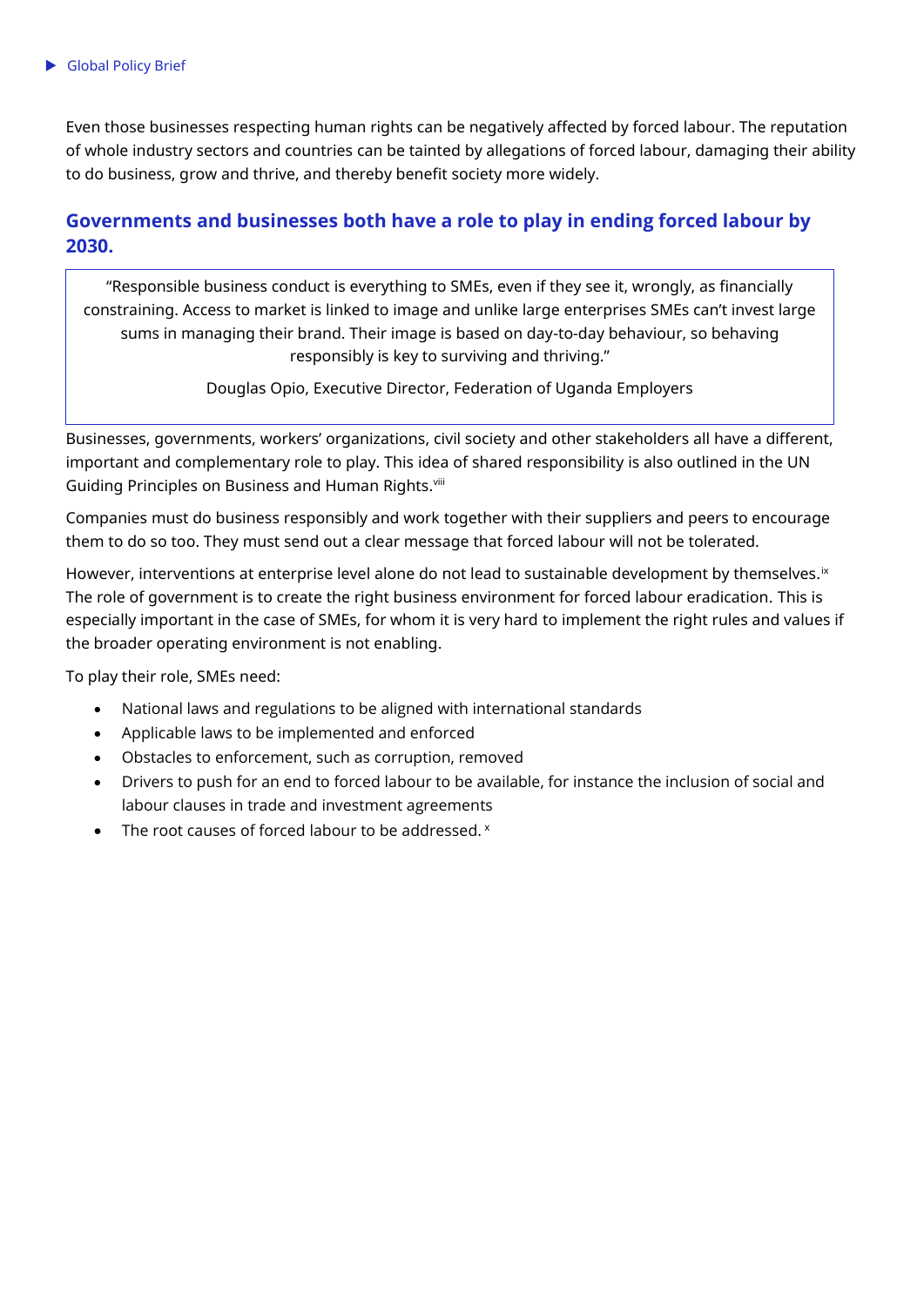Even those businesses respecting human rights can be negatively affected by forced labour. The reputation of whole industry sectors and countries can be tainted by allegations of forced labour, damaging their ability to do business, grow and thrive, and thereby benefit society more widely.

## Governments and businesses both have a role to play in ending forced labour by 2030.

> "Responsible business conduct is everything to SMEs, even if they see it, wrongly, as financially constraining. Access to market is linked to image and unlike large enterprises SMEs can't invest large sums in managing their brand. Their image is based on day-to-day behaviour, so behaving responsibly is key to surviving and thriving."
>
> Douglas Opio, Executive Director, Federation of Uganda Employers

Businesses, governments, workers' organizations, civil society and other stakeholders all have a different, important and complementary role to play. This idea of shared responsibility is also outlined in the UN Guiding Principles on Business and Human Rights.[viii]

Companies must do business responsibly and work together with their suppliers and peers to encourage them to do so too. They must send out a clear message that forced labour will not be tolerated.

However, interventions at enterprise level alone do not lead to sustainable development by themselves.[ix] The role of government is to create the right business environment for forced labour eradication. This is especially important in the case of SMEs, for whom it is very hard to implement the right rules and values if the broader operating environment is not enabling.

To play their role, SMEs need:

- National laws and regulations to be aligned with international standards
- Applicable laws to be implemented and enforced
- Obstacles to enforcement, such as corruption, removed
- Drivers to push for an end to forced labour to be available, for instance the inclusion of social and labour clauses in trade and investment agreements
- The root causes of forced labour to be addressed.[x]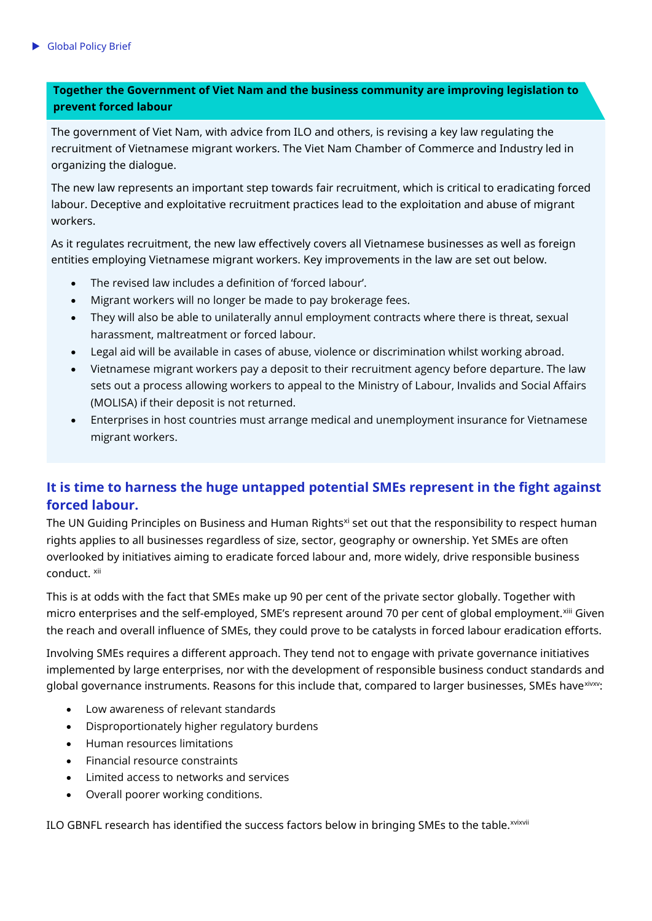**Together the Government of Viet Nam and the business community are improving legislation to prevent forced labour**

The government of Viet Nam, with advice from ILO and others, is revising a key law regulating the recruitment of Vietnamese migrant workers. The Viet Nam Chamber of Commerce and Industry led in organizing the dialogue.

The new law represents an important step towards fair recruitment, which is critical to eradicating forced labour. Deceptive and exploitative recruitment practices lead to the exploitation and abuse of migrant workers.

As it regulates recruitment, the new law effectively covers all Vietnamese businesses as well as foreign entities employing Vietnamese migrant workers. Key improvements in the law are set out below.

- The revised law includes a definition of 'forced labour'.
- Migrant workers will no longer be made to pay brokerage fees.
- They will also be able to unilaterally annul employment contracts where there is threat, sexual harassment, maltreatment or forced labour.
- Legal aid will be available in cases of abuse, violence or discrimination whilst working abroad.
- Vietnamese migrant workers pay a deposit to their recruitment agency before departure. The law sets out a process allowing workers to appeal to the Ministry of Labour, Invalids and Social Affairs (MOLISA) if their deposit is not returned.
- Enterprises in host countries must arrange medical and unemployment insurance for Vietnamese migrant workers.

## It is time to harness the huge untapped potential SMEs represent in the fight against forced labour.

The UN Guiding Principles on Business and Human Rights[xi] set out that the responsibility to respect human rights applies to all businesses regardless of size, sector, geography or ownership. Yet SMEs are often overlooked by initiatives aiming to eradicate forced labour and, more widely, drive responsible business conduct. [xii]

This is at odds with the fact that SMEs make up 90 per cent of the private sector globally. Together with micro enterprises and the self-employed, SME's represent around 70 per cent of global employment.[xiii] Given the reach and overall influence of SMEs, they could prove to be catalysts in forced labour eradication efforts.

Involving SMEs requires a different approach. They tend not to engage with private governance initiatives implemented by large enterprises, nor with the development of responsible business conduct standards and global governance instruments. Reasons for this include that, compared to larger businesses, SMEs have[xiv,xv]:

- Low awareness of relevant standards
- Disproportionately higher regulatory burdens
- Human resources limitations
- Financial resource constraints
- Limited access to networks and services
- Overall poorer working conditions.

ILO GBNFL research has identified the success factors below in bringing SMEs to the table.[xvi,xvii]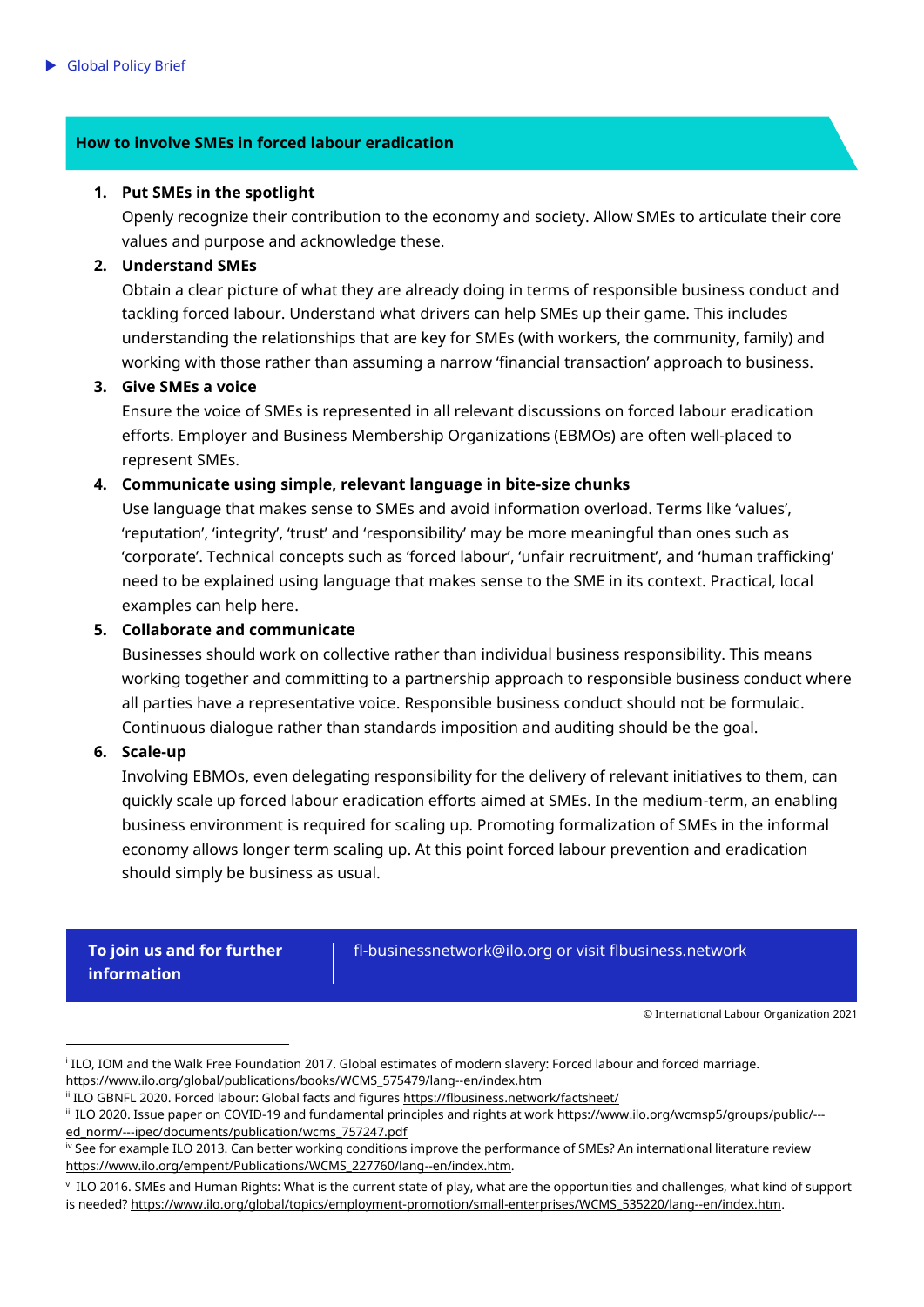## How to involve SMEs in forced labour eradication

1. **Put SMEs in the spotlight**
   Openly recognize their contribution to the economy and society. Allow SMEs to articulate their core values and purpose and acknowledge these.
2. **Understand SMEs**
   Obtain a clear picture of what they are already doing in terms of responsible business conduct and tackling forced labour. Understand what drivers can help SMEs up their game. This includes understanding the relationships that are key for SMEs (with workers, the community, family) and working with those rather than assuming a narrow 'financial transaction' approach to business.
3. **Give SMEs a voice**
   Ensure the voice of SMEs is represented in all relevant discussions on forced labour eradication efforts. Employer and Business Membership Organizations (EBMOs) are often well-placed to represent SMEs.
4. **Communicate using simple, relevant language in bite-size chunks**
   Use language that makes sense to SMEs and avoid information overload. Terms like 'values', 'reputation', 'integrity', 'trust' and 'responsibility' may be more meaningful than ones such as 'corporate'. Technical concepts such as 'forced labour', 'unfair recruitment', and 'human trafficking' need to be explained using language that makes sense to the SME in its context. Practical, local examples can help here.
5. **Collaborate and communicate**
   Businesses should work on collective rather than individual business responsibility. This means working together and committing to a partnership approach to responsible business conduct where all parties have a representative voice. Responsible business conduct should not be formulaic. Continuous dialogue rather than standards imposition and auditing should be the goal.
6. **Scale-up**
   Involving EBMOs, even delegating responsibility for the delivery of relevant initiatives to them, can quickly scale up forced labour eradication efforts aimed at SMEs. In the medium-term, an enabling business environment is required for scaling up. Promoting formalization of SMEs in the informal economy allows longer term scaling up. At this point forced labour prevention and eradication should simply be business as usual.

**To join us and for further information** | fl-businessnetwork@ilo.org or visit flbusiness.network

© International Labour Organization 2021

---

[i] ILO, IOM and the Walk Free Foundation 2017. Global estimates of modern slavery: Forced labour and forced marriage. https://www.ilo.org/global/publications/books/WCMS_575479/lang--en/index.htm

[ii] ILO GBNFL 2020. Forced labour: Global facts and figures https://flbusiness.network/factsheet/

[iii] ILO 2020. Issue paper on COVID-19 and fundamental principles and rights at work https://www.ilo.org/wcmsp5/groups/public/---ed_norm/---ipec/documents/publication/wcms_757247.pdf

[iv] See for example ILO 2013. Can better working conditions improve the performance of SMEs? An international literature review https://www.ilo.org/empent/Publications/WCMS_227760/lang--en/index.htm.

[v] ILO 2016. SMEs and Human Rights: What is the current state of play, what are the opportunities and challenges, what kind of support is needed? https://www.ilo.org/global/topics/employment-promotion/small-enterprises/WCMS_535220/lang--en/index.htm.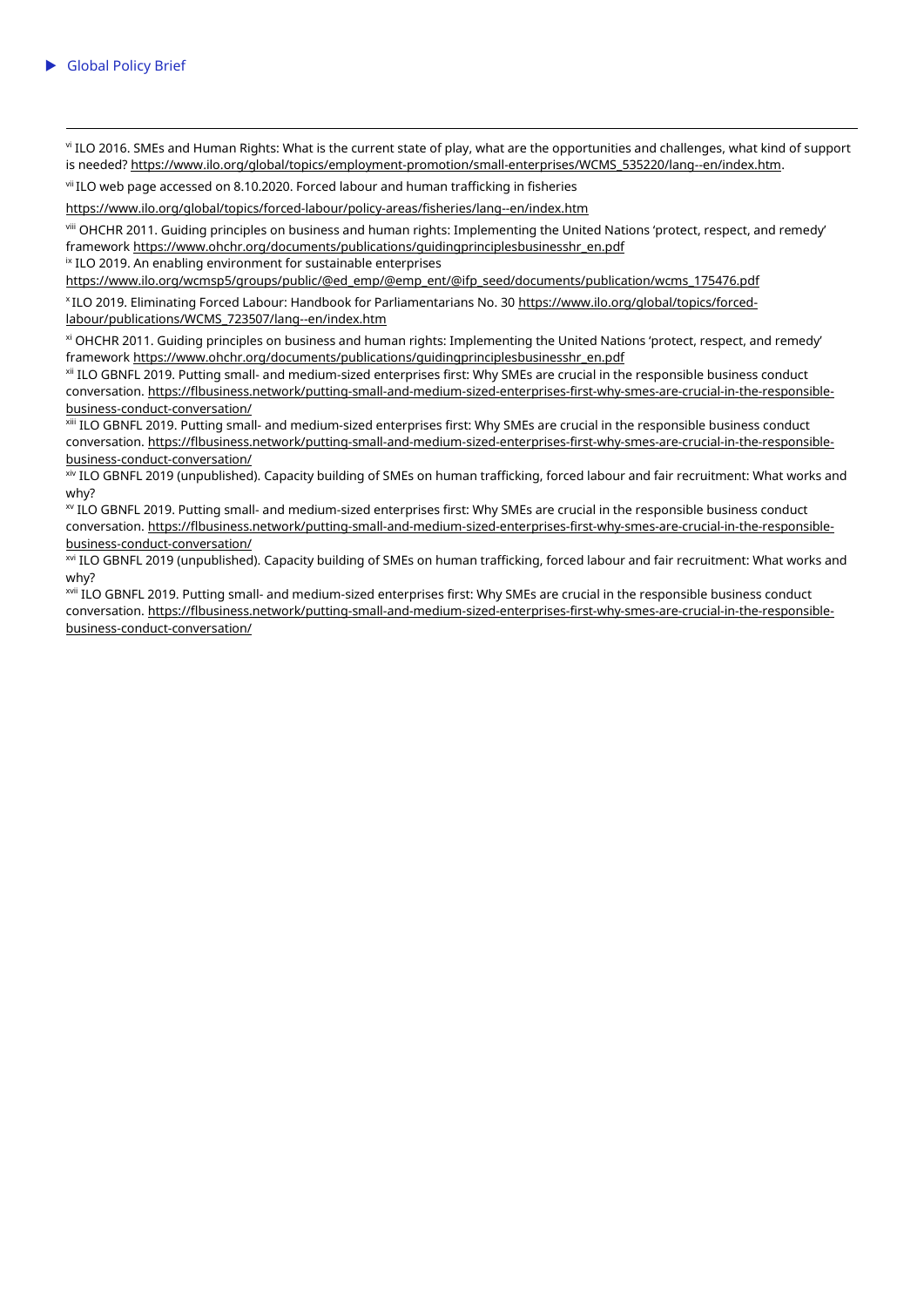[vi] ILO 2016. SMEs and Human Rights: What is the current state of play, what are the opportunities and challenges, what kind of support is needed? https://www.ilo.org/global/topics/employment-promotion/small-enterprises/WCMS_535220/lang--en/index.htm.

[vii] ILO web page accessed on 8.10.2020. Forced labour and human trafficking in fisheries

https://www.ilo.org/global/topics/forced-labour/policy-areas/fisheries/lang--en/index.htm

[viii] OHCHR 2011. Guiding principles on business and human rights: Implementing the United Nations 'protect, respect, and remedy' framework https://www.ohchr.org/documents/publications/guidingprinciplesbusinesshr_en.pdf

[ix] ILO 2019. An enabling environment for sustainable enterprises

https://www.ilo.org/wcmsp5/groups/public/@ed_emp/@emp_ent/@ifp_seed/documents/publication/wcms_175476.pdf

[x] ILO 2019. Eliminating Forced Labour: Handbook for Parliamentarians No. 30 https://www.ilo.org/global/topics/forced-labour/publications/WCMS_723507/lang--en/index.htm

[xi] OHCHR 2011. Guiding principles on business and human rights: Implementing the United Nations 'protect, respect, and remedy' framework https://www.ohchr.org/documents/publications/guidingprinciplesbusinesshr_en.pdf

[xii] ILO GBNFL 2019. Putting small- and medium-sized enterprises first: Why SMEs are crucial in the responsible business conduct conversation. https://flbusiness.network/putting-small-and-medium-sized-enterprises-first-why-smes-are-crucial-in-the-responsible-business-conduct-conversation/

[xiii] ILO GBNFL 2019. Putting small- and medium-sized enterprises first: Why SMEs are crucial in the responsible business conduct conversation. https://flbusiness.network/putting-small-and-medium-sized-enterprises-first-why-smes-are-crucial-in-the-responsible-business-conduct-conversation/

[xiv] ILO GBNFL 2019 (unpublished). Capacity building of SMEs on human trafficking, forced labour and fair recruitment: What works and why?

[xv] ILO GBNFL 2019. Putting small- and medium-sized enterprises first: Why SMEs are crucial in the responsible business conduct conversation. https://flbusiness.network/putting-small-and-medium-sized-enterprises-first-why-smes-are-crucial-in-the-responsible-business-conduct-conversation/

[xvi] ILO GBNFL 2019 (unpublished). Capacity building of SMEs on human trafficking, forced labour and fair recruitment: What works and why?

[xvii] ILO GBNFL 2019. Putting small- and medium-sized enterprises first: Why SMEs are crucial in the responsible business conduct conversation. https://flbusiness.network/putting-small-and-medium-sized-enterprises-first-why-smes-are-crucial-in-the-responsible-business-conduct-conversation/